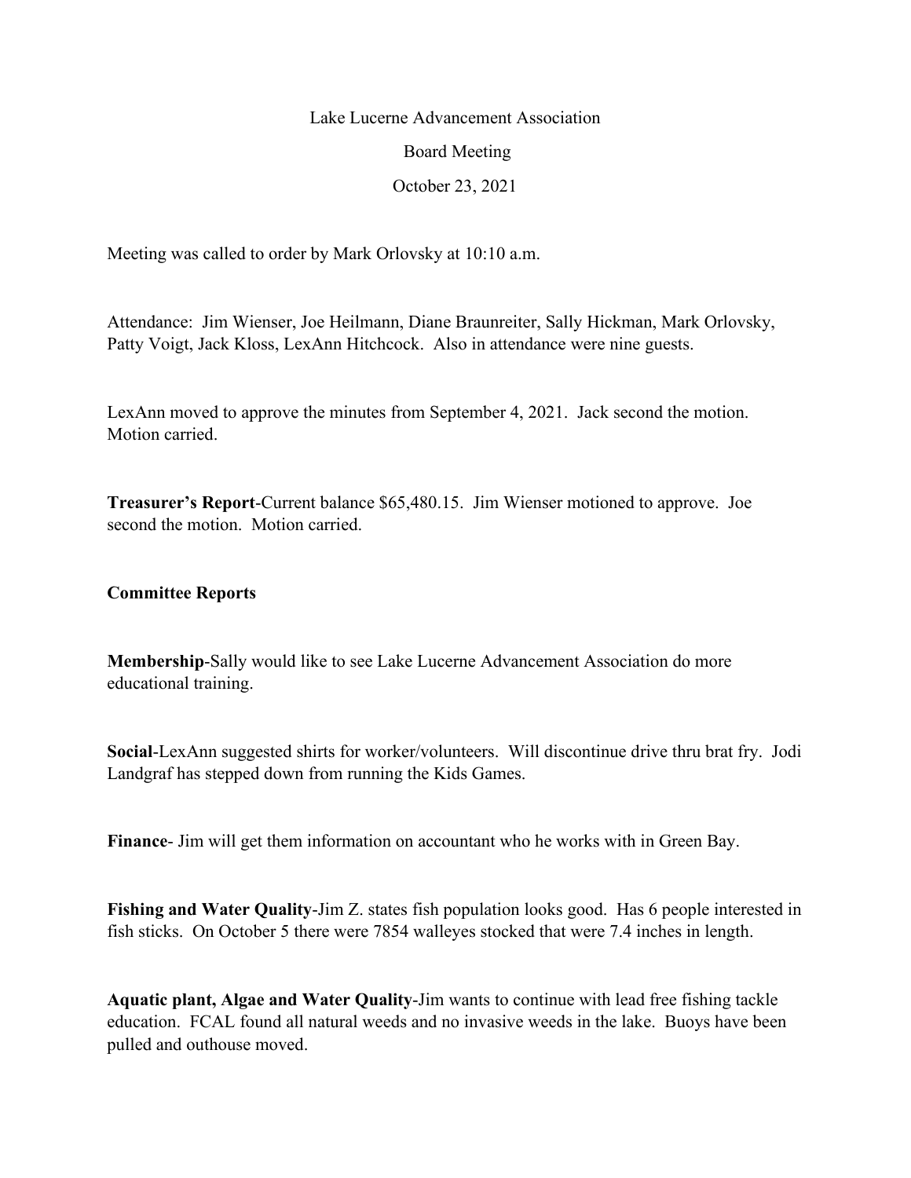Lake Lucerne Advancement Association

Board Meeting

October 23, 2021

Meeting was called to order by Mark Orlovsky at 10:10 a.m.

Attendance: Jim Wienser, Joe Heilmann, Diane Braunreiter, Sally Hickman, Mark Orlovsky, Patty Voigt, Jack Kloss, LexAnn Hitchcock. Also in attendance were nine guests.

LexAnn moved to approve the minutes from September 4, 2021. Jack second the motion. Motion carried.

**Treasurer's Report**-Current balance $65,480.15. Jim Wienser motioned to approve. Joe second the motion. Motion carried.

**Committee Reports**

**Membership**-Sally would like to see Lake Lucerne Advancement Association do more educational training.

**Social**-LexAnn suggested shirts for worker/volunteers. Will discontinue drive thru brat fry. Jodi Landgraf has stepped down from running the Kids Games.

**Finance**- Jim will get them information on accountant who he works with in Green Bay.

**Fishing and Water Quality**-Jim Z. states fish population looks good. Has 6 people interested in fish sticks. On October 5 there were 7854 walleyes stocked that were 7.4 inches in length.

**Aquatic plant, Algae and Water Quality**-Jim wants to continue with lead free fishing tackle education. FCAL found all natural weeds and no invasive weeds in the lake. Buoys have been pulled and outhouse moved.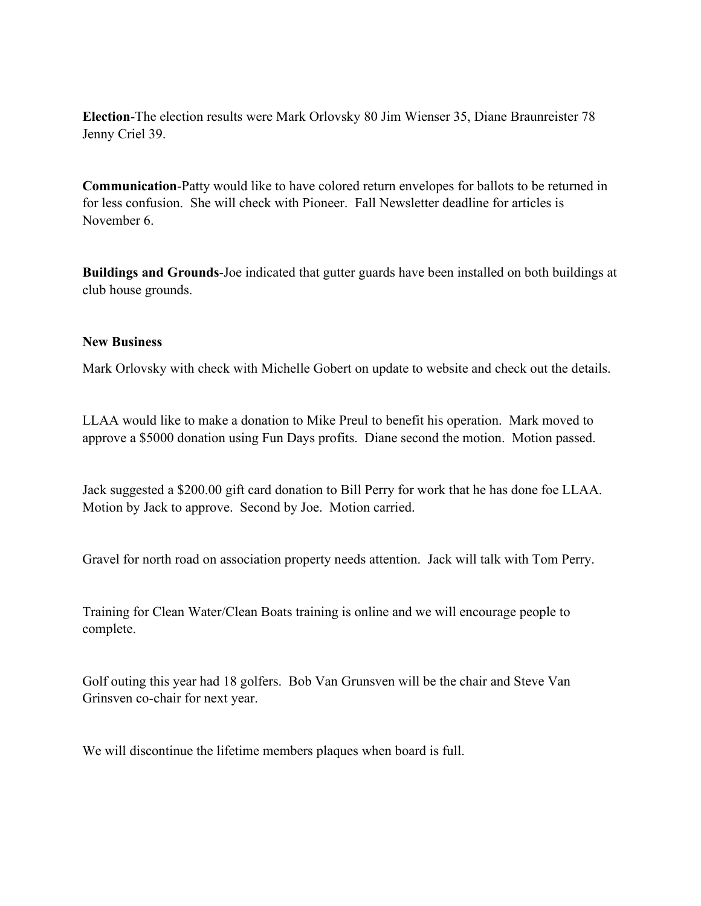**Election**-The election results were Mark Orlovsky 80 Jim Wienser 35, Diane Braunreister 78 Jenny Criel 39.

**Communication**-Patty would like to have colored return envelopes for ballots to be returned in for less confusion. She will check with Pioneer. Fall Newsletter deadline for articles is November 6.

**Buildings and Grounds**-Joe indicated that gutter guards have been installed on both buildings at club house grounds.

**New Business**

Mark Orlovsky with check with Michelle Gobert on update to website and check out the details.

LLAA would like to make a donation to Mike Preul to benefit his operation. Mark moved to approve a $5000 donation using Fun Days profits. Diane second the motion. Motion passed.

Jack suggested a $200.00 gift card donation to Bill Perry for work that he has done foe LLAA. Motion by Jack to approve. Second by Joe. Motion carried.

Gravel for north road on association property needs attention. Jack will talk with Tom Perry.

Training for Clean Water/Clean Boats training is online and we will encourage people to complete.

Golf outing this year had 18 golfers. Bob Van Grunsven will be the chair and Steve Van Grinsven co-chair for next year.

We will discontinue the lifetime members plaques when board is full.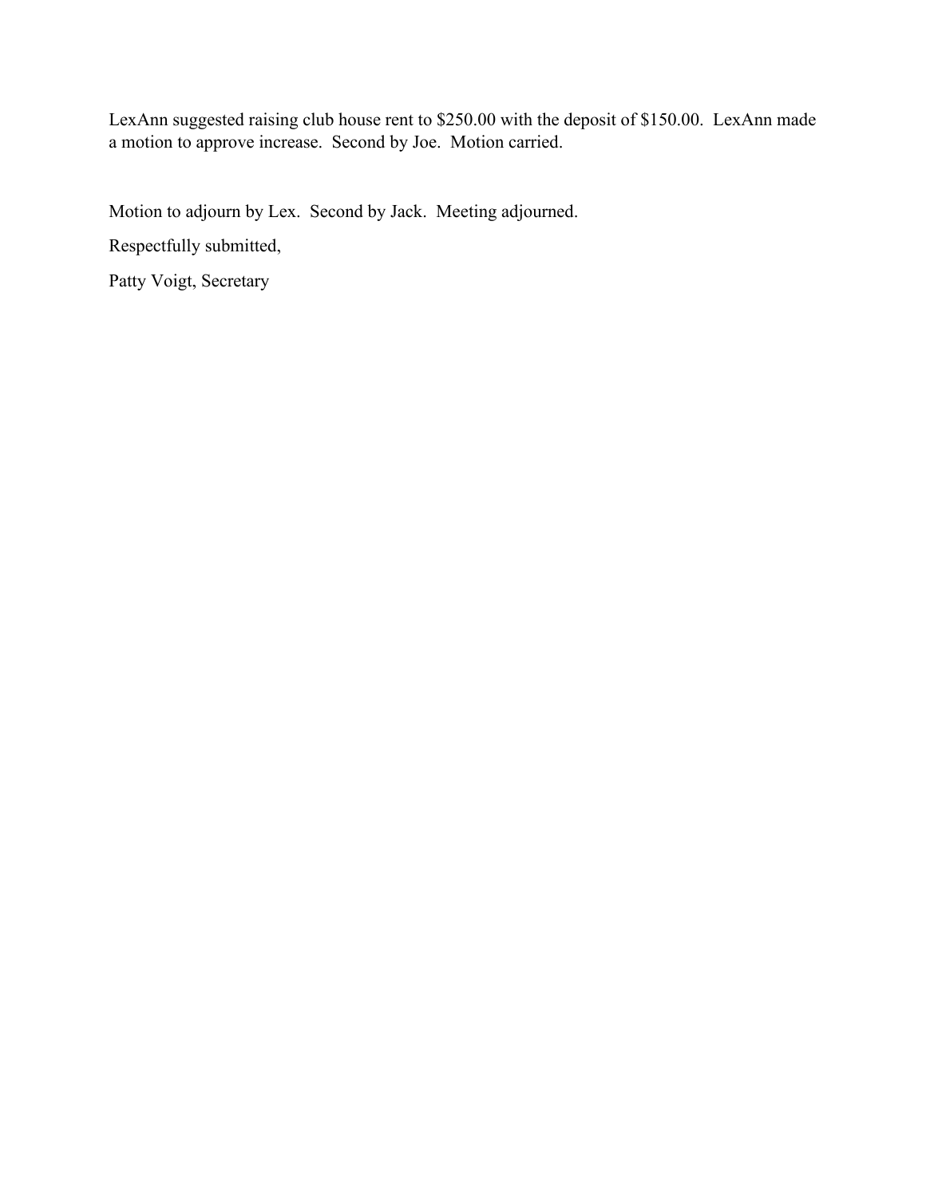LexAnn suggested raising club house rent to $250.00 with the deposit of $150.00.  LexAnn made a motion to approve increase.  Second by Joe.  Motion carried.

Motion to adjourn by Lex.  Second by Jack.  Meeting adjourned.

Respectfully submitted,

Patty Voigt, Secretary